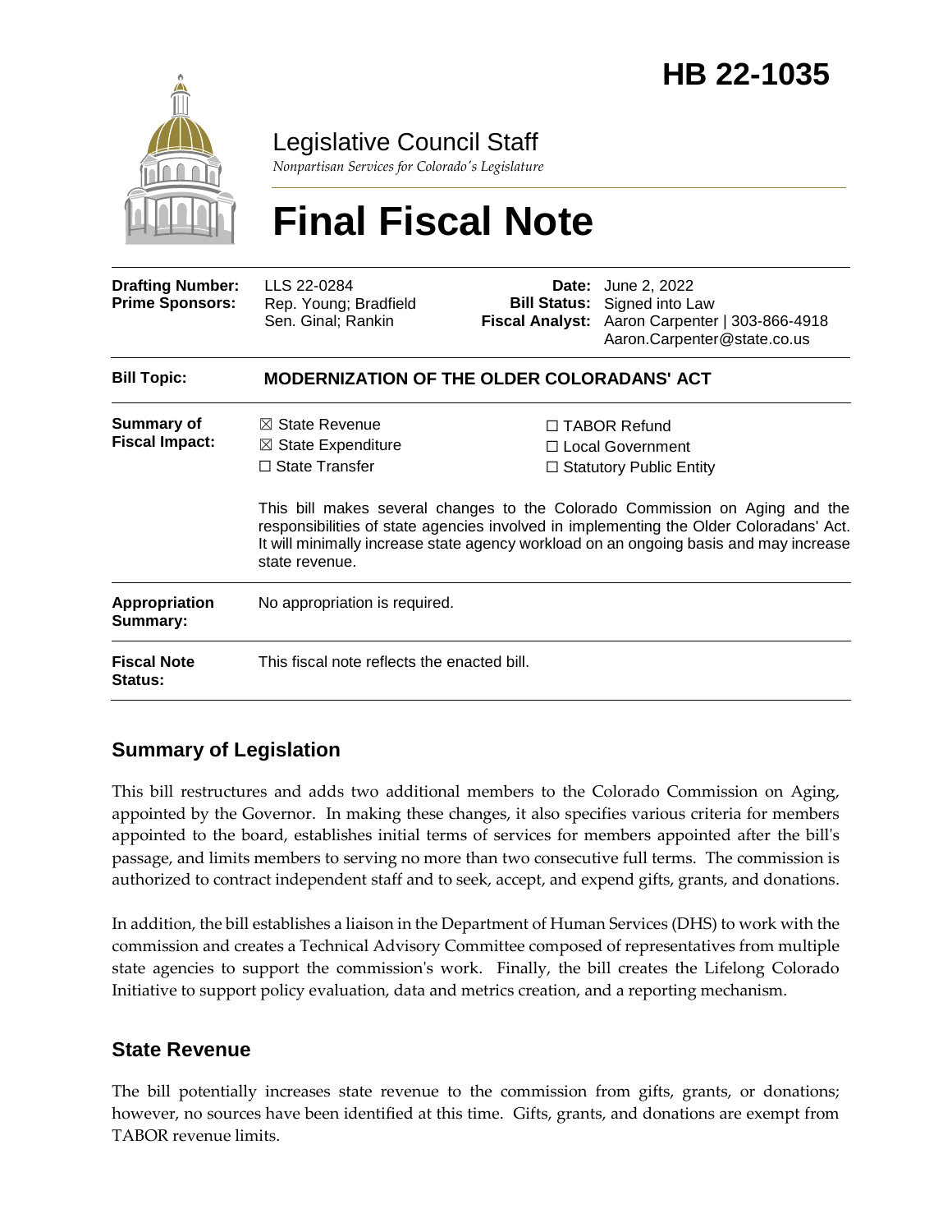# HB 22-1035

## Legislative Council Staff

*Nonpartisan Services for Colorado's Legislature*

# Final Fiscal Note

| | | | |
|---|---|---|---|
| **Drafting Number:** | LLS 22-0284 | **Date:** | June 2, 2022 |
| **Prime Sponsors:** | Rep. Young; Bradfield<br>Sen. Ginal; Rankin | **Bill Status:** | Signed into Law |
| | | **Fiscal Analyst:** | Aaron Carpenter \| 303-866-4918<br>Aaron.Carpenter@state.co.us |

| | |
|---|---|
| **Bill Topic:** | **MODERNIZATION OF THE OLDER COLORADANS' ACT** |
| **Summary of Fiscal Impact:** | ☒ State Revenue<br>☒ State Expenditure<br>☐ State Transfer<br>☐ TABOR Refund<br>☐ Local Government<br>☐ Statutory Public Entity<br><br>This bill makes several changes to the Colorado Commission on Aging and the responsibilities of state agencies involved in implementing the Older Coloradans' Act. It will minimally increase state agency workload on an ongoing basis and may increase state revenue. |
| **Appropriation Summary:** | No appropriation is required. |
| **Fiscal Note Status:** | This fiscal note reflects the enacted bill. |

## Summary of Legislation

This bill restructures and adds two additional members to the Colorado Commission on Aging, appointed by the Governor. In making these changes, it also specifies various criteria for members appointed to the board, establishes initial terms of services for members appointed after the bill's passage, and limits members to serving no more than two consecutive full terms. The commission is authorized to contract independent staff and to seek, accept, and expend gifts, grants, and donations.

In addition, the bill establishes a liaison in the Department of Human Services (DHS) to work with the commission and creates a Technical Advisory Committee composed of representatives from multiple state agencies to support the commission's work. Finally, the bill creates the Lifelong Colorado Initiative to support policy evaluation, data and metrics creation, and a reporting mechanism.

## State Revenue

The bill potentially increases state revenue to the commission from gifts, grants, or donations; however, no sources have been identified at this time. Gifts, grants, and donations are exempt from TABOR revenue limits.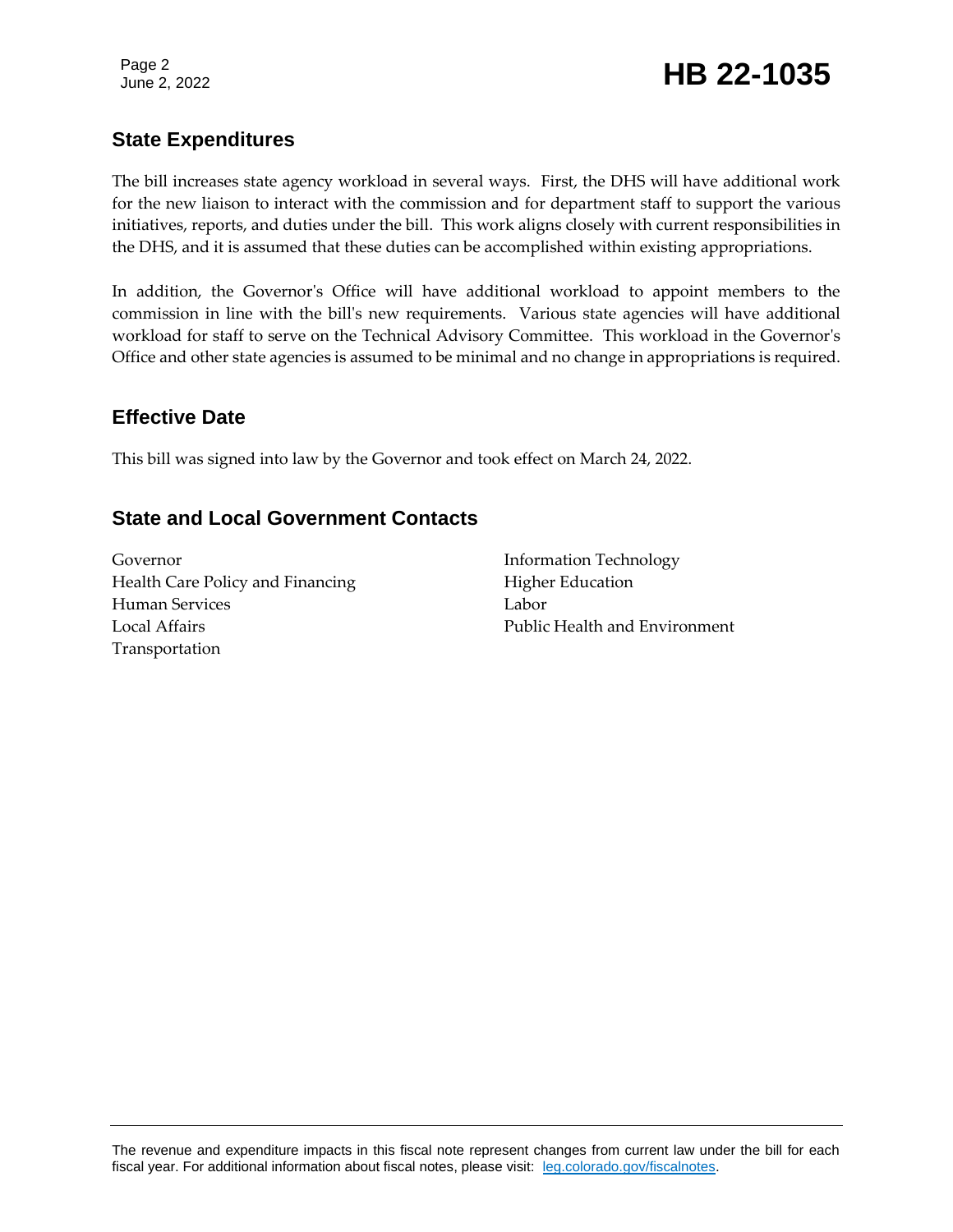## State Expenditures

The bill increases state agency workload in several ways. First, the DHS will have additional work for the new liaison to interact with the commission and for department staff to support the various initiatives, reports, and duties under the bill. This work aligns closely with current responsibilities in the DHS, and it is assumed that these duties can be accomplished within existing appropriations.

In addition, the Governor's Office will have additional workload to appoint members to the commission in line with the bill's new requirements. Various state agencies will have additional workload for staff to serve on the Technical Advisory Committee. This workload in the Governor's Office and other state agencies is assumed to be minimal and no change in appropriations is required.

## Effective Date

This bill was signed into law by the Governor and took effect on March 24, 2022.

## State and Local Government Contacts

Governor
Health Care Policy and Financing
Human Services
Local Affairs
Transportation
Information Technology
Higher Education
Labor
Public Health and Environment

The revenue and expenditure impacts in this fiscal note represent changes from current law under the bill for each fiscal year. For additional information about fiscal notes, please visit: leg.colorado.gov/fiscalnotes.